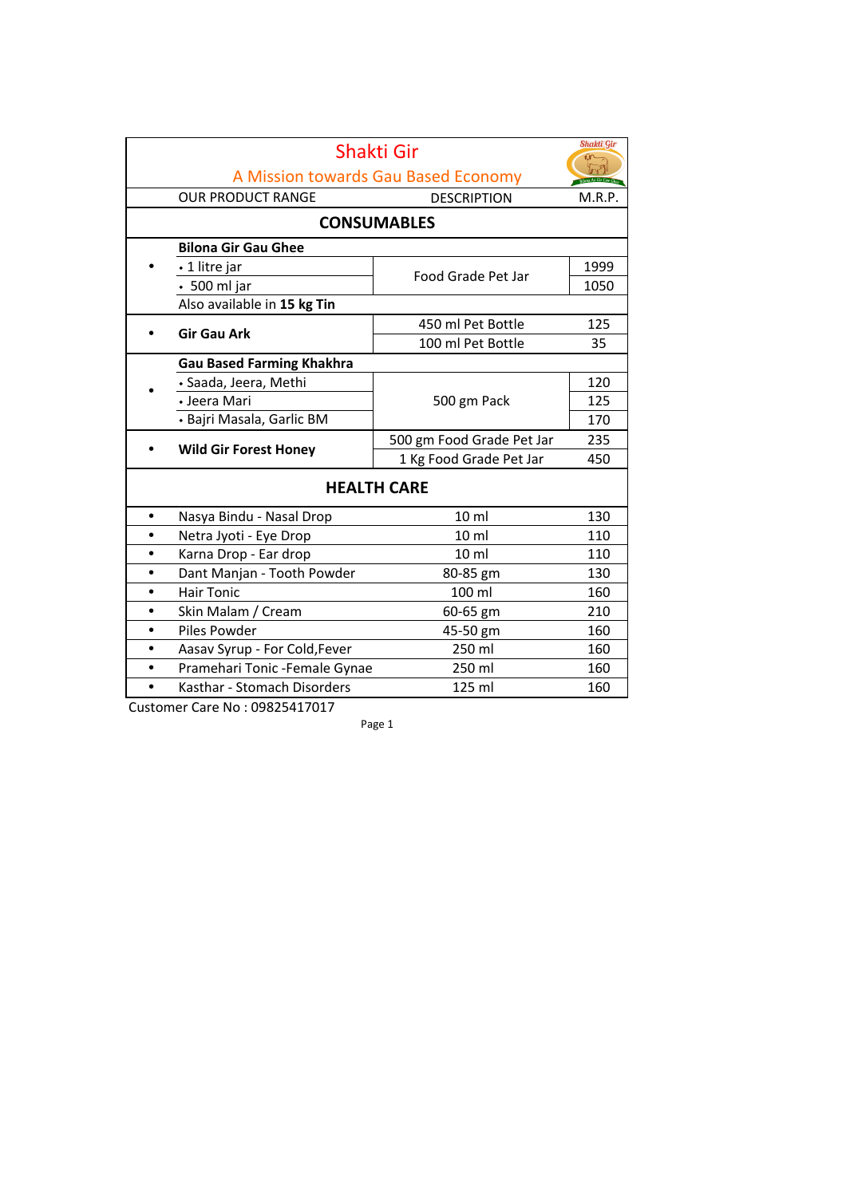# Shakti Gir

## A Mission towards Gau Based Economy

| OUR PRODUCT RANGE | DESCRIPTION | M.R.P. |
|---|---|---|
| **CONSUMABLES** | | |
| **Bilona Gir Gau Ghee** | | |
| • 1 litre jar | Food Grade Pet Jar | 1999 |
| • 500 ml jar | Food Grade Pet Jar | 1050 |
| Also available in **15 kg Tin** | | |
| **Gir Gau Ark** | 450 ml Pet Bottle | 125 |
| | 100 ml Pet Bottle | 35 |
| **Gau Based Farming Khakhra** | | |
| • Saada, Jeera, Methi | 500 gm Pack | 120 |
| • Jeera Mari | 500 gm Pack | 125 |
| • Bajri Masala, Garlic BM | 500 gm Pack | 170 |
| **Wild Gir Forest Honey** | 500 gm Food Grade Pet Jar | 235 |
| | 1 Kg Food Grade Pet Jar | 450 |
| **HEALTH CARE** | | |
| Nasya Bindu - Nasal Drop | 10 ml | 130 |
| Netra Jyoti - Eye Drop | 10 ml | 110 |
| Karna Drop - Ear drop | 10 ml | 110 |
| Dant Manjan - Tooth Powder | 80-85 gm | 130 |
| Hair Tonic | 100 ml | 160 |
| Skin Malam / Cream | 60-65 gm | 210 |
| Piles Powder | 45-50 gm | 160 |
| Aasav Syrup - For Cold,Fever | 250 ml | 160 |
| Pramehari Tonic -Female Gynae | 250 ml | 160 |
| Kasthar - Stomach Disorders | 125 ml | 160 |

Customer Care No : 09825417017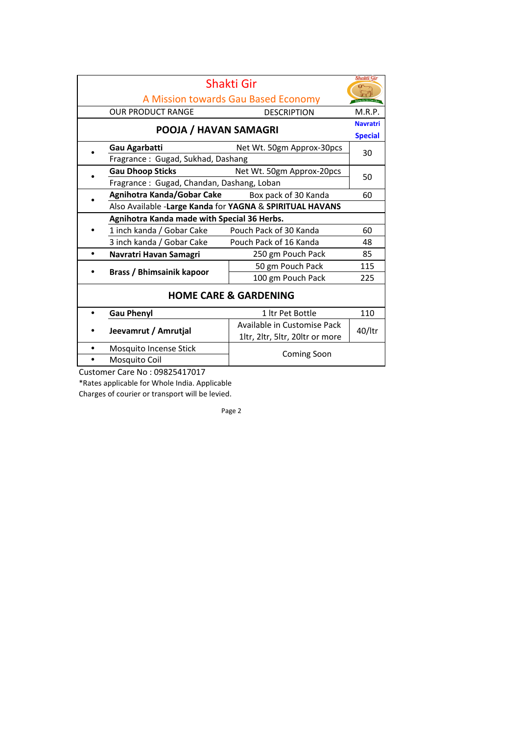# Shakti Gir

## A Mission towards Gau Based Economy

| OUR PRODUCT RANGE | | DESCRIPTION | M.R.P. |
|---|---|---|---|
| **POOJA / HAVAN SAMAGRI** | | | **Navratri Special** |
| • | **Gau Agarbatti** | Net Wt. 50gm Approx-30pcs | 30 |
| | Fragrance : Gugad, Sukhad, Dashang | | |
| • | **Gau Dhoop Sticks** | Net Wt. 50gm Approx-20pcs | 50 |
| | Fragrance : Gugad, Chandan, Dashang, Loban | | |
| • | **Agnihotra Kanda/Gobar Cake** | Box pack of 30 Kanda | 60 |
| | Also Available -**Large Kanda** for **YAGNA** & **SPIRITUAL HAVANS** | | |
| | **Agnihotra Kanda made with Special 36 Herbs.** | | |
| • | 1 inch kanda / Gobar Cake | Pouch Pack of 30 Kanda | 60 |
| | 3 inch kanda / Gobar Cake | Pouch Pack of 16 Kanda | 48 |
| • | **Navratri Havan Samagri** | 250 gm Pouch Pack | 85 |
| • | **Brass / Bhimsainik kapoor** | 50 gm Pouch Pack | 115 |
| | | 100 gm Pouch Pack | 225 |
| **HOME CARE & GARDENING** | | | |
| • | **Gau Phenyl** | 1 ltr Pet Bottle | 110 |
| • | **Jeevamrut / Amrutjal** | Available in Customise Pack 1ltr, 2ltr, 5ltr, 20ltr or more | 40/ltr |
| • | Mosquito Incense Stick | Coming Soon | |
| • | Mosquito Coil | | |

Customer Care No : 09825417017

*Rates applicable for Whole India. Applicable Charges of courier or transport will be levied.